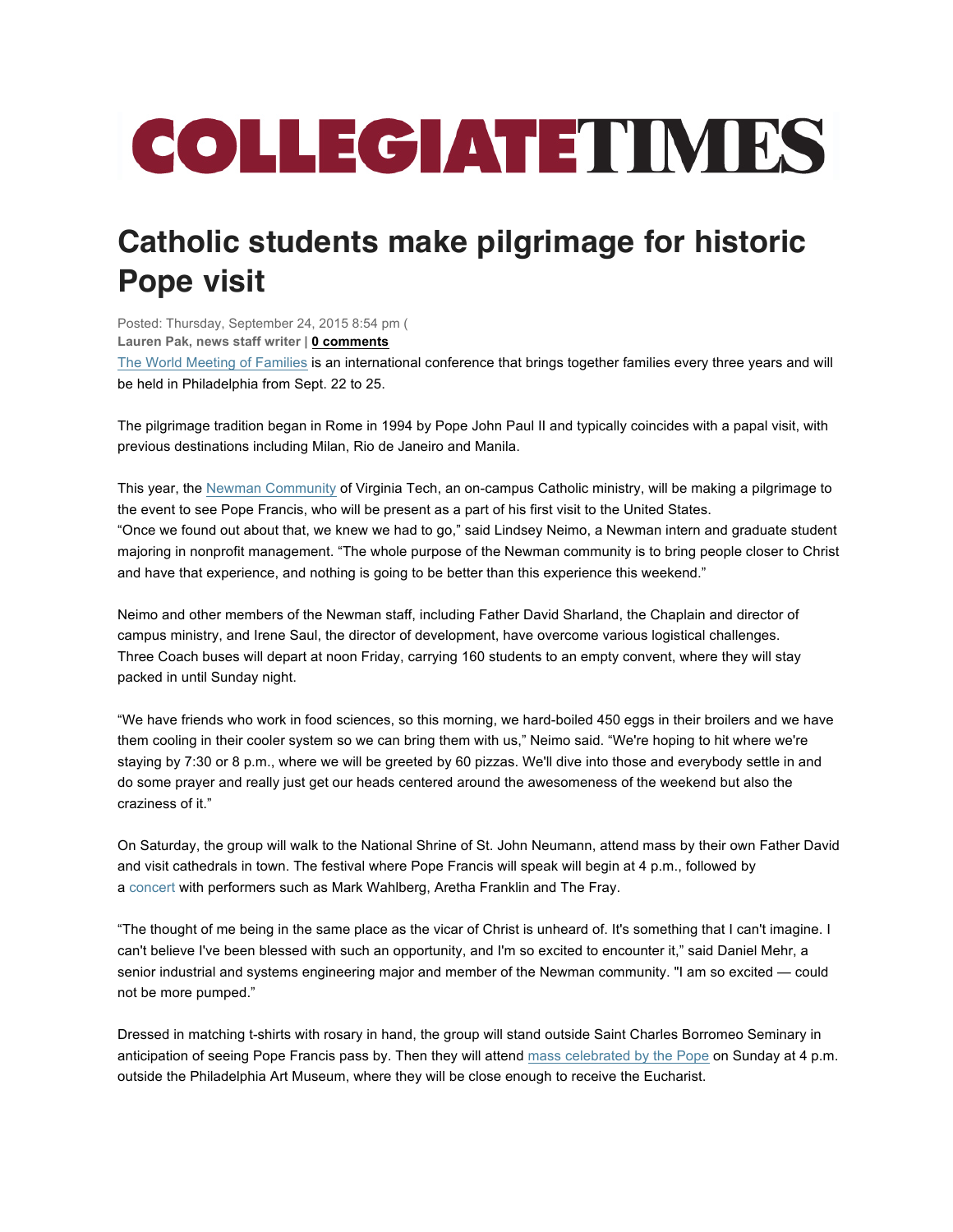COLLEGIATETIMES

# Catholic students make pilgrimage for historic Pope visit

Posted: Thursday, September 24, 2015 8:54 pm (

**Lauren Pak, news staff writer | 0 comments**

The World Meeting of Families is an international conference that brings together families every three years and will be held in Philadelphia from Sept. 22 to 25.

The pilgrimage tradition began in Rome in 1994 by Pope John Paul II and typically coincides with a papal visit, with previous destinations including Milan, Rio de Janeiro and Manila.

This year, the Newman Community of Virginia Tech, an on-campus Catholic ministry, will be making a pilgrimage to the event to see Pope Francis, who will be present as a part of his first visit to the United States.
"Once we found out about that, we knew we had to go," said Lindsey Neimo, a Newman intern and graduate student majoring in nonprofit management. "The whole purpose of the Newman community is to bring people closer to Christ and have that experience, and nothing is going to be better than this experience this weekend."

Neimo and other members of the Newman staff, including Father David Sharland, the Chaplain and director of campus ministry, and Irene Saul, the director of development, have overcome various logistical challenges.
Three Coach buses will depart at noon Friday, carrying 160 students to an empty convent, where they will stay packed in until Sunday night.

"We have friends who work in food sciences, so this morning, we hard-boiled 450 eggs in their broilers and we have them cooling in their cooler system so we can bring them with us," Neimo said. "We're hoping to hit where we're staying by 7:30 or 8 p.m., where we will be greeted by 60 pizzas. We'll dive into those and everybody settle in and do some prayer and really just get our heads centered around the awesomeness of the weekend but also the craziness of it."

On Saturday, the group will walk to the National Shrine of St. John Neumann, attend mass by their own Father David and visit cathedrals in town. The festival where Pope Francis will speak will begin at 4 p.m., followed by a concert with performers such as Mark Wahlberg, Aretha Franklin and The Fray.

"The thought of me being in the same place as the vicar of Christ is unheard of. It's something that I can't imagine. I can't believe I've been blessed with such an opportunity, and I'm so excited to encounter it," said Daniel Mehr, a senior industrial and systems engineering major and member of the Newman community. "I am so excited — could not be more pumped."

Dressed in matching t-shirts with rosary in hand, the group will stand outside Saint Charles Borromeo Seminary in anticipation of seeing Pope Francis pass by. Then they will attend mass celebrated by the Pope on Sunday at 4 p.m. outside the Philadelphia Art Museum, where they will be close enough to receive the Eucharist.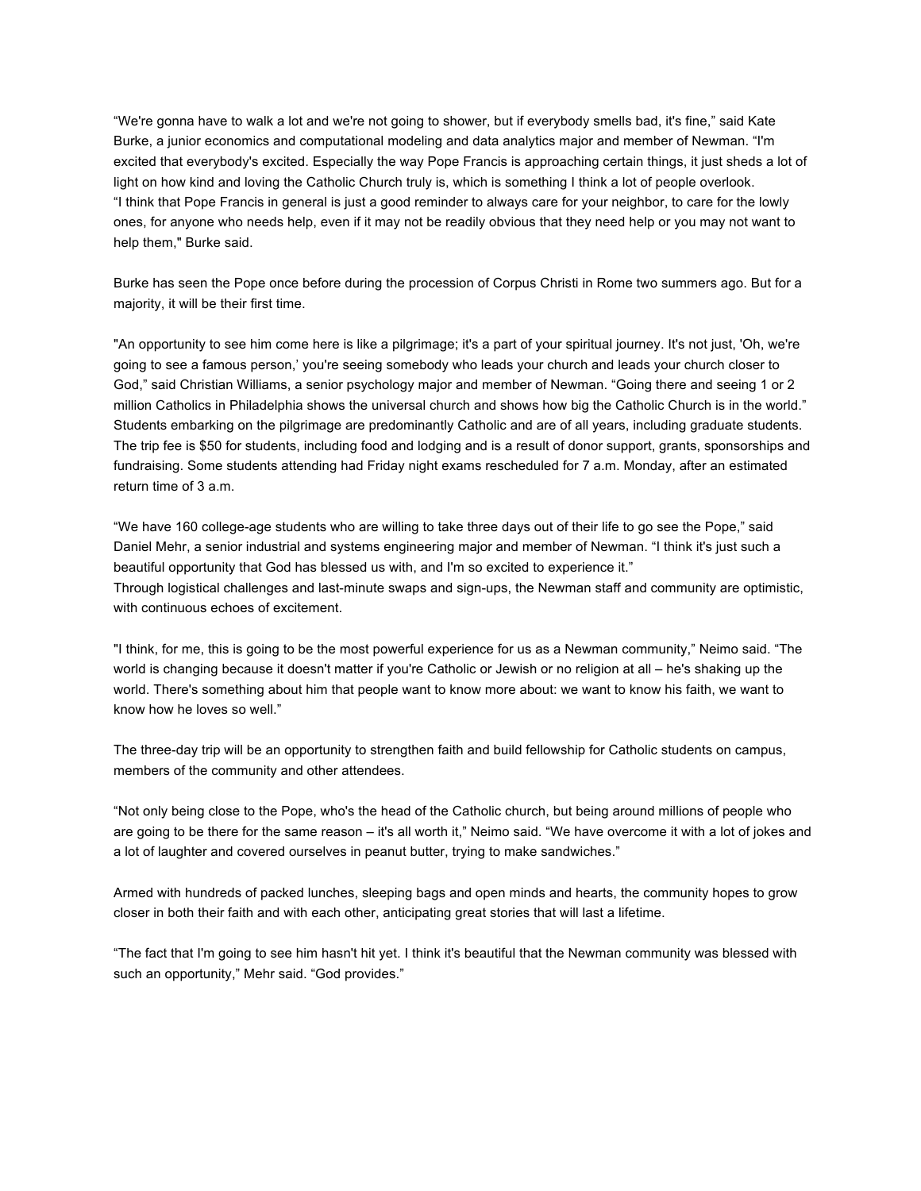"We're gonna have to walk a lot and we're not going to shower, but if everybody smells bad, it's fine," said Kate Burke, a junior economics and computational modeling and data analytics major and member of Newman. "I'm excited that everybody's excited. Especially the way Pope Francis is approaching certain things, it just sheds a lot of light on how kind and loving the Catholic Church truly is, which is something I think a lot of people overlook.
"I think that Pope Francis in general is just a good reminder to always care for your neighbor, to care for the lowly ones, for anyone who needs help, even if it may not be readily obvious that they need help or you may not want to help them," Burke said.

Burke has seen the Pope once before during the procession of Corpus Christi in Rome two summers ago. But for a majority, it will be their first time.

"An opportunity to see him come here is like a pilgrimage; it's a part of your spiritual journey. It's not just, 'Oh, we're going to see a famous person,' you're seeing somebody who leads your church and leads your church closer to God," said Christian Williams, a senior psychology major and member of Newman. "Going there and seeing 1 or 2 million Catholics in Philadelphia shows the universal church and shows how big the Catholic Church is in the world."
Students embarking on the pilgrimage are predominantly Catholic and are of all years, including graduate students. The trip fee is $50 for students, including food and lodging and is a result of donor support, grants, sponsorships and fundraising. Some students attending had Friday night exams rescheduled for 7 a.m. Monday, after an estimated return time of 3 a.m.

"We have 160 college-age students who are willing to take three days out of their life to go see the Pope," said Daniel Mehr, a senior industrial and systems engineering major and member of Newman. "I think it's just such a beautiful opportunity that God has blessed us with, and I'm so excited to experience it."
Through logistical challenges and last-minute swaps and sign-ups, the Newman staff and community are optimistic, with continuous echoes of excitement.

"I think, for me, this is going to be the most powerful experience for us as a Newman community," Neimo said. "The world is changing because it doesn't matter if you're Catholic or Jewish or no religion at all – he's shaking up the world. There's something about him that people want to know more about: we want to know his faith, we want to know how he loves so well."

The three-day trip will be an opportunity to strengthen faith and build fellowship for Catholic students on campus, members of the community and other attendees.

"Not only being close to the Pope, who's the head of the Catholic church, but being around millions of people who are going to be there for the same reason – it's all worth it," Neimo said. "We have overcome it with a lot of jokes and a lot of laughter and covered ourselves in peanut butter, trying to make sandwiches."

Armed with hundreds of packed lunches, sleeping bags and open minds and hearts, the community hopes to grow closer in both their faith and with each other, anticipating great stories that will last a lifetime.

"The fact that I'm going to see him hasn't hit yet. I think it's beautiful that the Newman community was blessed with such an opportunity," Mehr said. "God provides."